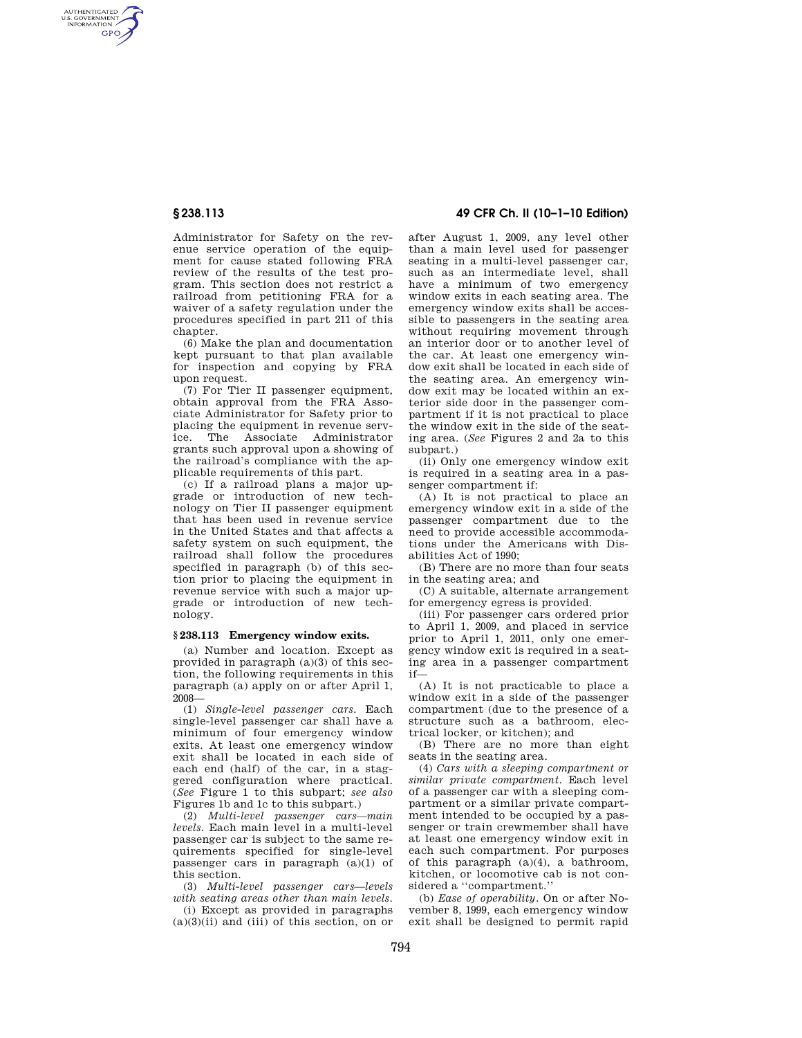Administrator for Safety on the revenue service operation of the equipment for cause stated following FRA review of the results of the test program. This section does not restrict a railroad from petitioning FRA for a waiver of a safety regulation under the procedures specified in part 211 of this chapter.

(6) Make the plan and documentation kept pursuant to that plan available for inspection and copying by FRA upon request.

(7) For Tier II passenger equipment, obtain approval from the FRA Associate Administrator for Safety prior to placing the equipment in revenue service. The Associate Administrator grants such approval upon a showing of the railroad's compliance with the applicable requirements of this part.

(c) If a railroad plans a major upgrade or introduction of new technology on Tier II passenger equipment that has been used in revenue service in the United States and that affects a safety system on such equipment, the railroad shall follow the procedures specified in paragraph (b) of this section prior to placing the equipment in revenue service with such a major upgrade or introduction of new technology.

## § 238.113 Emergency window exits.

(a) Number and location. Except as provided in paragraph (a)(3) of this section, the following requirements in this paragraph (a) apply on or after April 1, 2008—

(1) *Single-level passenger cars.* Each single-level passenger car shall have a minimum of four emergency window exits. At least one emergency window exit shall be located in each side of each end (half) of the car, in a staggered configuration where practical. (*See* Figure 1 to this subpart; *see also* Figures 1b and 1c to this subpart.)

(2) *Multi-level passenger cars—main levels.* Each main level in a multi-level passenger car is subject to the same requirements specified for single-level passenger cars in paragraph (a)(1) of this section.

(3) *Multi-level passenger cars—levels with seating areas other than main levels.*

(i) Except as provided in paragraphs (a)(3)(ii) and (iii) of this section, on or after August 1, 2009, any level other than a main level used for passenger seating in a multi-level passenger car, such as an intermediate level, shall have a minimum of two emergency window exits in each seating area. The emergency window exits shall be accessible to passengers in the seating area without requiring movement through an interior door or to another level of the car. At least one emergency window exit shall be located in each side of the seating area. An emergency window exit may be located within an exterior side door in the passenger compartment if it is not practical to place the window exit in the side of the seating area. (*See* Figures 2 and 2a to this subpart.)

(ii) Only one emergency window exit is required in a seating area in a passenger compartment if:

(A) It is not practical to place an emergency window exit in a side of the passenger compartment due to the need to provide accessible accommodations under the Americans with Disabilities Act of 1990;

(B) There are no more than four seats in the seating area; and

(C) A suitable, alternate arrangement for emergency egress is provided.

(iii) For passenger cars ordered prior to April 1, 2009, and placed in service prior to April 1, 2011, only one emergency window exit is required in a seating area in a passenger compartment if—

(A) It is not practicable to place a window exit in a side of the passenger compartment (due to the presence of a structure such as a bathroom, electrical locker, or kitchen); and

(B) There are no more than eight seats in the seating area.

(4) *Cars with a sleeping compartment or similar private compartment.* Each level of a passenger car with a sleeping compartment or a similar private compartment intended to be occupied by a passenger or train crewmember shall have at least one emergency window exit in each such compartment. For purposes of this paragraph (a)(4), a bathroom, kitchen, or locomotive cab is not considered a "compartment."

(b) *Ease of operability.* On or after November 8, 1999, each emergency window exit shall be designed to permit rapid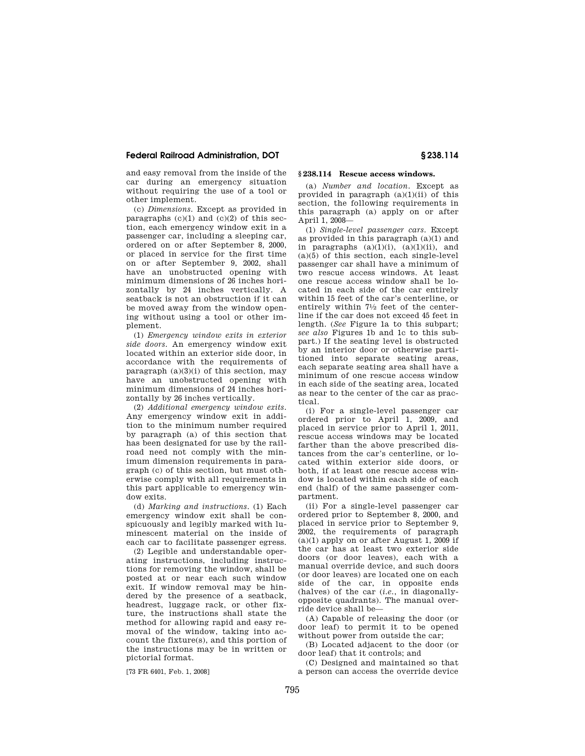and easy removal from the inside of the car during an emergency situation without requiring the use of a tool or other implement.

(c) *Dimensions.* Except as provided in paragraphs (c)(1) and (c)(2) of this section, each emergency window exit in a passenger car, including a sleeping car, ordered on or after September 8, 2000, or placed in service for the first time on or after September 9, 2002, shall have an unobstructed opening with minimum dimensions of 26 inches horizontally by 24 inches vertically. A seatback is not an obstruction if it can be moved away from the window opening without using a tool or other implement.

(1) *Emergency window exits in exterior side doors.* An emergency window exit located within an exterior side door, in accordance with the requirements of paragraph (a)(3)(i) of this section, may have an unobstructed opening with minimum dimensions of 24 inches horizontally by 26 inches vertically.

(2) *Additional emergency window exits.* Any emergency window exit in addition to the minimum number required by paragraph (a) of this section that has been designated for use by the railroad need not comply with the minimum dimension requirements in paragraph (c) of this section, but must otherwise comply with all requirements in this part applicable to emergency window exits.

(d) *Marking and instructions.* (1) Each emergency window exit shall be conspicuously and legibly marked with luminescent material on the inside of each car to facilitate passenger egress.

(2) Legible and understandable operating instructions, including instructions for removing the window, shall be posted at or near each such window exit. If window removal may be hindered by the presence of a seatback, headrest, luggage rack, or other fixture, the instructions shall state the method for allowing rapid and easy removal of the window, taking into account the fixture(s), and this portion of the instructions may be in written or pictorial format.

[73 FR 6401, Feb. 1, 2008]

## § 238.114 Rescue access windows.

(a) *Number and location.* Except as provided in paragraph (a)(1)(ii) of this section, the following requirements in this paragraph (a) apply on or after April 1, 2008—

(1) *Single-level passenger cars.* Except as provided in this paragraph (a)(1) and in paragraphs (a)(1)(i), (a)(1)(ii), and (a)(5) of this section, each single-level passenger car shall have a minimum of two rescue access windows. At least one rescue access window shall be located in each side of the car entirely within 15 feet of the car's centerline, or entirely within 7½ feet of the centerline if the car does not exceed 45 feet in length. (*See* Figure 1a to this subpart; *see also* Figures 1b and 1c to this subpart.) If the seating level is obstructed by an interior door or otherwise partitioned into separate seating areas, each separate seating area shall have a minimum of one rescue access window in each side of the seating area, located as near to the center of the car as practical.

(i) For a single-level passenger car ordered prior to April 1, 2009, and placed in service prior to April 1, 2011, rescue access windows may be located farther than the above prescribed distances from the car's centerline, or located within exterior side doors, or both, if at least one rescue access window is located within each side of each end (half) of the same passenger compartment.

(ii) For a single-level passenger car ordered prior to September 8, 2000, and placed in service prior to September 9, 2002, the requirements of paragraph (a)(1) apply on or after August 1, 2009 if the car has at least two exterior side doors (or door leaves), each with a manual override device, and such doors (or door leaves) are located one on each side of the car, in opposite ends (halves) of the car (*i.e.*, in diagonally-opposite quadrants). The manual override device shall be—

(A) Capable of releasing the door (or door leaf) to permit it to be opened without power from outside the car;

(B) Located adjacent to the door (or door leaf) that it controls; and

(C) Designed and maintained so that a person can access the override device